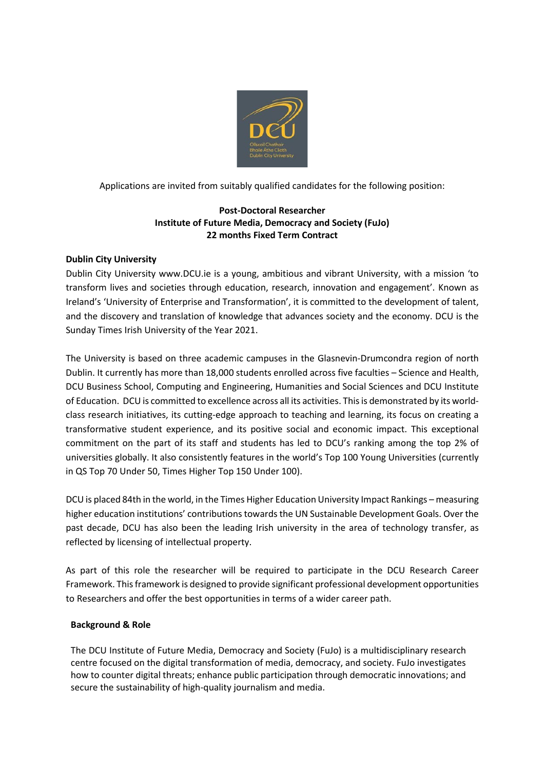Applications are invited from suitably qualified candidates for the following position:

**Post-Doctoral Researcher**
**Institute of Future Media, Democracy and Society (FuJo)**
**22 months Fixed Term Contract**

**Dublin City University**

Dublin City University www.DCU.ie is a young, ambitious and vibrant University, with a mission 'to transform lives and societies through education, research, innovation and engagement'. Known as Ireland's 'University of Enterprise and Transformation', it is committed to the development of talent, and the discovery and translation of knowledge that advances society and the economy. DCU is the Sunday Times Irish University of the Year 2021.

The University is based on three academic campuses in the Glasnevin-Drumcondra region of north Dublin. It currently has more than 18,000 students enrolled across five faculties – Science and Health, DCU Business School, Computing and Engineering, Humanities and Social Sciences and DCU Institute of Education. DCU is committed to excellence across all its activities. This is demonstrated by its world-class research initiatives, its cutting-edge approach to teaching and learning, its focus on creating a transformative student experience, and its positive social and economic impact. This exceptional commitment on the part of its staff and students has led to DCU's ranking among the top 2% of universities globally. It also consistently features in the world's Top 100 Young Universities (currently in QS Top 70 Under 50, Times Higher Top 150 Under 100).

DCU is placed 84th in the world, in the Times Higher Education University Impact Rankings – measuring higher education institutions' contributions towards the UN Sustainable Development Goals. Over the past decade, DCU has also been the leading Irish university in the area of technology transfer, as reflected by licensing of intellectual property.

As part of this role the researcher will be required to participate in the DCU Research Career Framework. This framework is designed to provide significant professional development opportunities to Researchers and offer the best opportunities in terms of a wider career path.

**Background & Role**

The DCU Institute of Future Media, Democracy and Society (FuJo) is a multidisciplinary research centre focused on the digital transformation of media, democracy, and society. FuJo investigates how to counter digital threats; enhance public participation through democratic innovations; and secure the sustainability of high-quality journalism and media.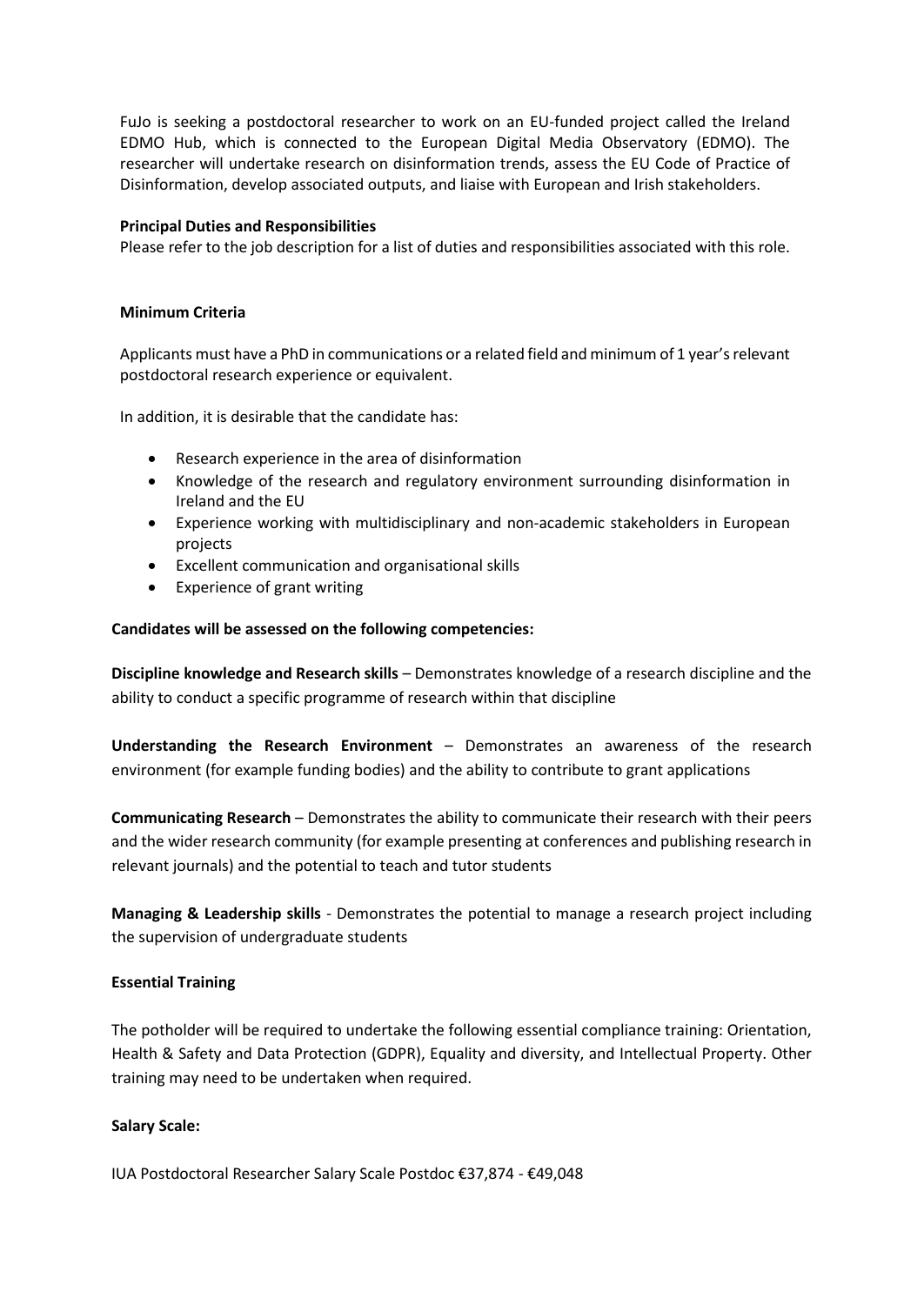FuJo is seeking a postdoctoral researcher to work on an EU-funded project called the Ireland EDMO Hub, which is connected to the European Digital Media Observatory (EDMO). The researcher will undertake research on disinformation trends, assess the EU Code of Practice of Disinformation, develop associated outputs, and liaise with European and Irish stakeholders.

**Principal Duties and Responsibilities**

Please refer to the job description for a list of duties and responsibilities associated with this role.

**Minimum Criteria**

Applicants must have a PhD in communications or a related field and minimum of 1 year's relevant postdoctoral research experience or equivalent.

In addition, it is desirable that the candidate has:

- Research experience in the area of disinformation
- Knowledge of the research and regulatory environment surrounding disinformation in Ireland and the EU
- Experience working with multidisciplinary and non-academic stakeholders in European projects
- Excellent communication and organisational skills
- Experience of grant writing

**Candidates will be assessed on the following competencies:**

**Discipline knowledge and Research skills** – Demonstrates knowledge of a research discipline and the ability to conduct a specific programme of research within that discipline

**Understanding the Research Environment** – Demonstrates an awareness of the research environment (for example funding bodies) and the ability to contribute to grant applications

**Communicating Research** – Demonstrates the ability to communicate their research with their peers and the wider research community (for example presenting at conferences and publishing research in relevant journals) and the potential to teach and tutor students

**Managing & Leadership skills** - Demonstrates the potential to manage a research project including the supervision of undergraduate students

**Essential Training**

The potholder will be required to undertake the following essential compliance training: Orientation, Health & Safety and Data Protection (GDPR), Equality and diversity, and Intellectual Property. Other training may need to be undertaken when required.

**Salary Scale:**

IUA Postdoctoral Researcher Salary Scale Postdoc €37,874 - €49,048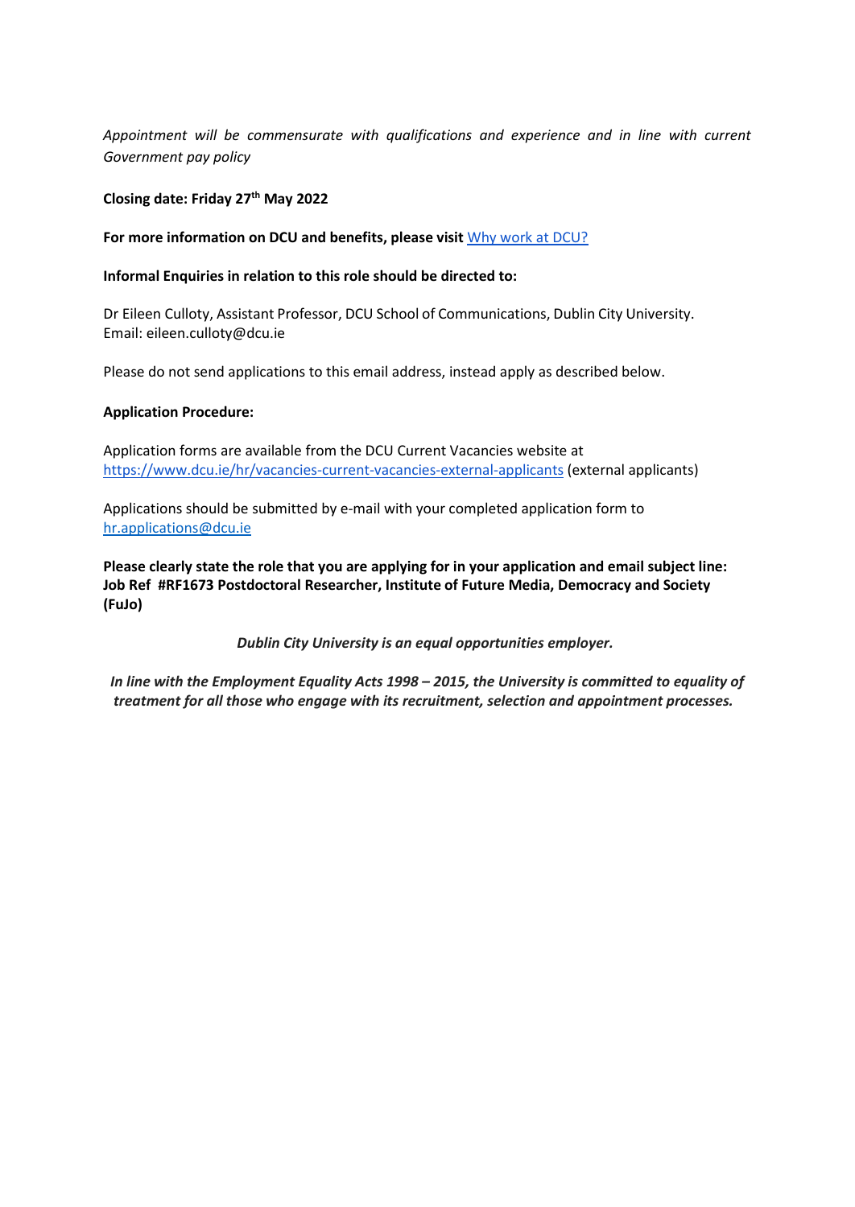*Appointment will be commensurate with qualifications and experience and in line with current Government pay policy*

**Closing date: Friday 27th May 2022**

**For more information on DCU and benefits, please visit** [Why work at DCU?]

**Informal Enquiries in relation to this role should be directed to:**

Dr Eileen Culloty, Assistant Professor, DCU School of Communications, Dublin City University.
Email: eileen.culloty@dcu.ie

Please do not send applications to this email address, instead apply as described below.

**Application Procedure:**

Application forms are available from the DCU Current Vacancies website at https://www.dcu.ie/hr/vacancies-current-vacancies-external-applicants (external applicants)

Applications should be submitted by e-mail with your completed application form to hr.applications@dcu.ie

**Please clearly state the role that you are applying for in your application and email subject line: Job Ref #RF1673 Postdoctoral Researcher, Institute of Future Media, Democracy and Society (FuJo)**

***Dublin City University is an equal opportunities employer.***

***In line with the Employment Equality Acts 1998 – 2015, the University is committed to equality of treatment for all those who engage with its recruitment, selection and appointment processes.***